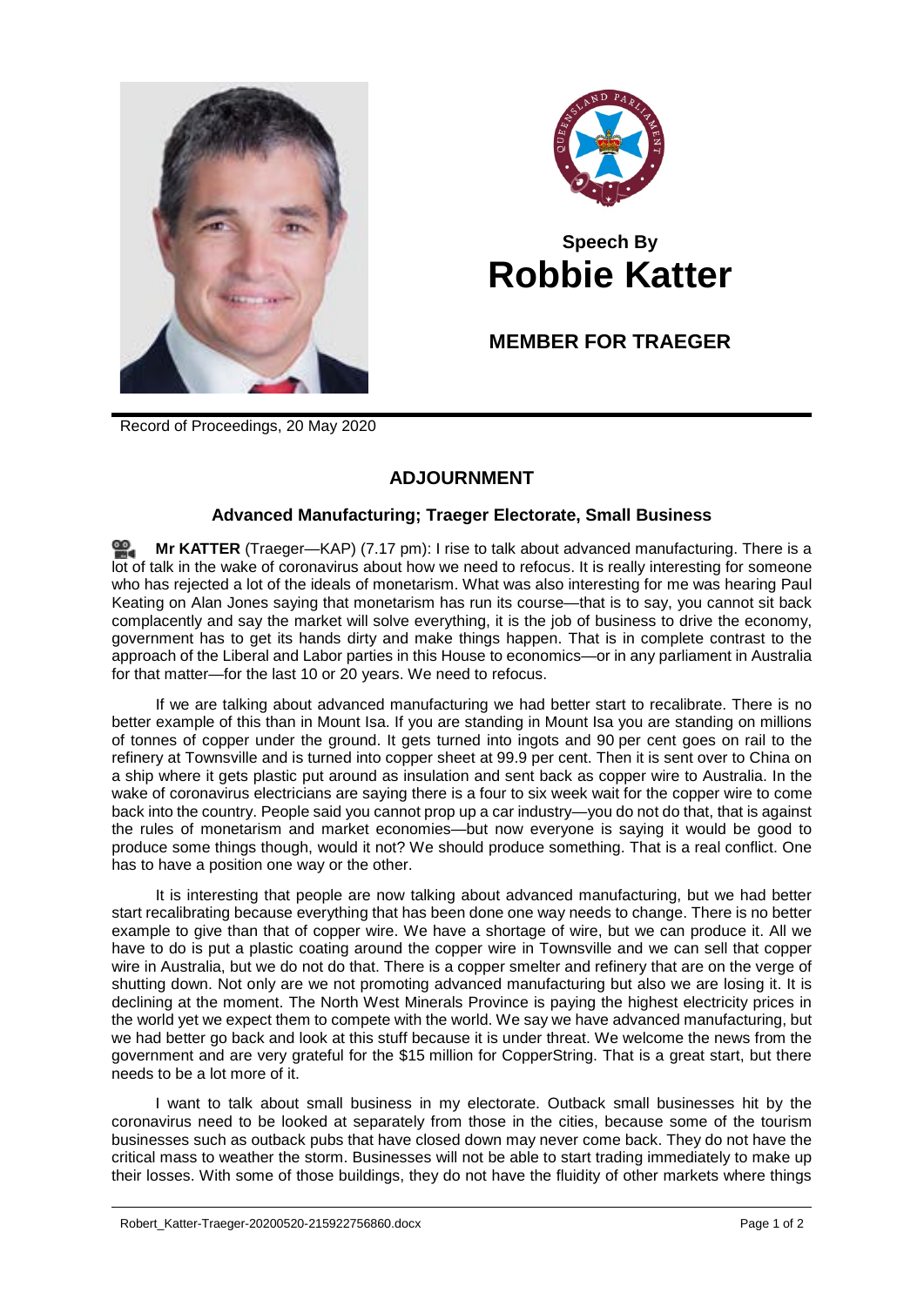**Speech By**
# Robbie Katter

## MEMBER FOR TRAEGER

Record of Proceedings, 20 May 2020

## ADJOURNMENT

### Advanced Manufacturing; Traeger Electorate, Small Business

**Mr KATTER** (Traeger—KAP) (7.17 pm): I rise to talk about advanced manufacturing. There is a lot of talk in the wake of coronavirus about how we need to refocus. It is really interesting for someone who has rejected a lot of the ideals of monetarism. What was also interesting for me was hearing Paul Keating on Alan Jones saying that monetarism has run its course—that is to say, you cannot sit back complacently and say the market will solve everything, it is the job of business to drive the economy, government has to get its hands dirty and make things happen. That is in complete contrast to the approach of the Liberal and Labor parties in this House to economics—or in any parliament in Australia for that matter—for the last 10 or 20 years. We need to refocus.

If we are talking about advanced manufacturing we had better start to recalibrate. There is no better example of this than in Mount Isa. If you are standing in Mount Isa you are standing on millions of tonnes of copper under the ground. It gets turned into ingots and 90 per cent goes on rail to the refinery at Townsville and is turned into copper sheet at 99.9 per cent. Then it is sent over to China on a ship where it gets plastic put around as insulation and sent back as copper wire to Australia. In the wake of coronavirus electricians are saying there is a four to six week wait for the copper wire to come back into the country. People said you cannot prop up a car industry—you do not do that, that is against the rules of monetarism and market economies—but now everyone is saying it would be good to produce some things though, would it not? We should produce something. That is a real conflict. One has to have a position one way or the other.

It is interesting that people are now talking about advanced manufacturing, but we had better start recalibrating because everything that has been done one way needs to change. There is no better example to give than that of copper wire. We have a shortage of wire, but we can produce it. All we have to do is put a plastic coating around the copper wire in Townsville and we can sell that copper wire in Australia, but we do not do that. There is a copper smelter and refinery that are on the verge of shutting down. Not only are we not promoting advanced manufacturing but also we are losing it. It is declining at the moment. The North West Minerals Province is paying the highest electricity prices in the world yet we expect them to compete with the world. We say we have advanced manufacturing, but we had better go back and look at this stuff because it is under threat. We welcome the news from the government and are very grateful for the $15 million for CopperString. That is a great start, but there needs to be a lot more of it.

I want to talk about small business in my electorate. Outback small businesses hit by the coronavirus need to be looked at separately from those in the cities, because some of the tourism businesses such as outback pubs that have closed down may never come back. They do not have the critical mass to weather the storm. Businesses will not be able to start trading immediately to make up their losses. With some of those buildings, they do not have the fluidity of other markets where things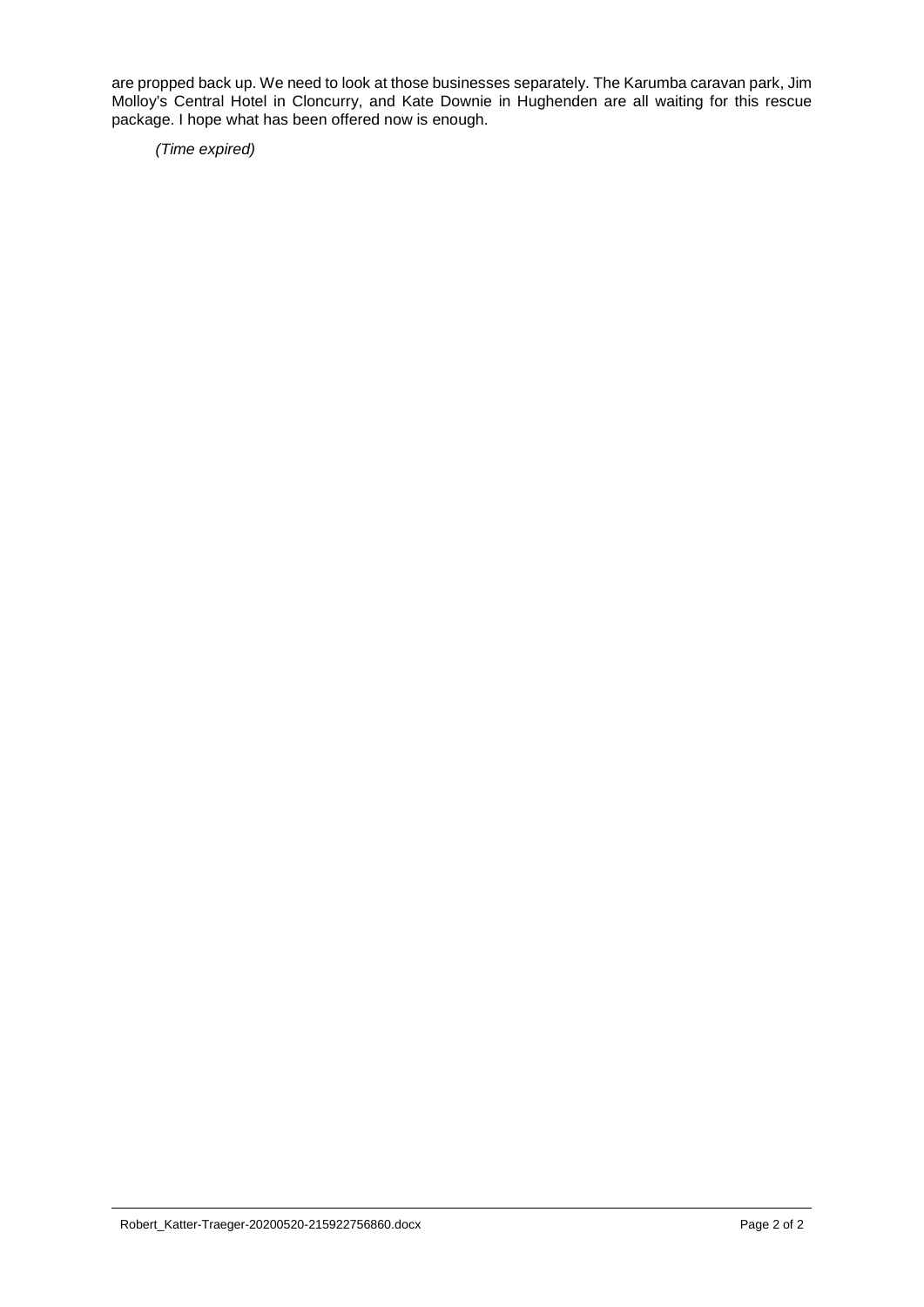are propped back up. We need to look at those businesses separately. The Karumba caravan park, Jim Molloy's Central Hotel in Cloncurry, and Kate Downie in Hughenden are all waiting for this rescue package. I hope what has been offered now is enough.

*(Time expired)*